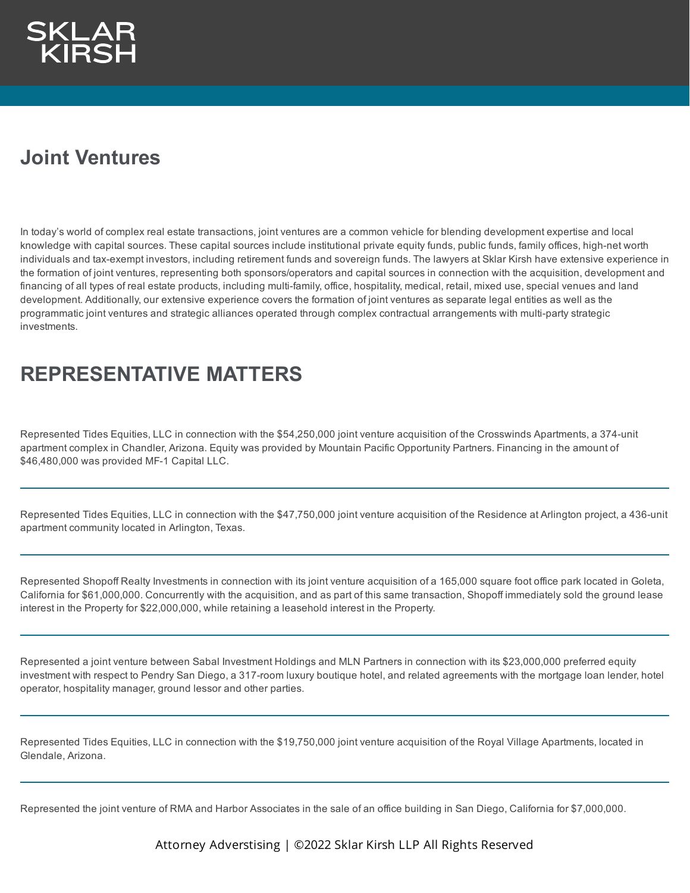SKLAR KIRSH

# Joint Ventures

In today's world of complex real estate transactions, joint ventures are a common vehicle for blending development expertise and local knowledge with capital sources. These capital sources include institutional private equity funds, public funds, family offices, high-net worth individuals and tax-exempt investors, including retirement funds and sovereign funds. The lawyers at Sklar Kirsh have extensive experience in the formation of joint ventures, representing both sponsors/operators and capital sources in connection with the acquisition, development and financing of all types of real estate products, including multi-family, office, hospitality, medical, retail, mixed use, special venues and land development. Additionally, our extensive experience covers the formation of joint ventures as separate legal entities as well as the programmatic joint ventures and strategic alliances operated through complex contractual arrangements with multi-party strategic investments.

## REPRESENTATIVE MATTERS

Represented Tides Equities, LLC in connection with the $54,250,000 joint venture acquisition of the Crosswinds Apartments, a 374-unit apartment complex in Chandler, Arizona. Equity was provided by Mountain Pacific Opportunity Partners. Financing in the amount of $46,480,000 was provided MF-1 Capital LLC.

---

Represented Tides Equities, LLC in connection with the $47,750,000 joint venture acquisition of the Residence at Arlington project, a 436-unit apartment community located in Arlington, Texas.

---

Represented Shopoff Realty Investments in connection with its joint venture acquisition of a 165,000 square foot office park located in Goleta, California for $61,000,000. Concurrently with the acquisition, and as part of this same transaction, Shopoff immediately sold the ground lease interest in the Property for $22,000,000, while retaining a leasehold interest in the Property.

---

Represented a joint venture between Sabal Investment Holdings and MLN Partners in connection with its $23,000,000 preferred equity investment with respect to Pendry San Diego, a 317-room luxury boutique hotel, and related agreements with the mortgage loan lender, hotel operator, hospitality manager, ground lessor and other parties.

---

Represented Tides Equities, LLC in connection with the $19,750,000 joint venture acquisition of the Royal Village Apartments, located in Glendale, Arizona.

---

Represented the joint venture of RMA and Harbor Associates in the sale of an office building in San Diego, California for $7,000,000.

Attorney Adverstising | ©2022 Sklar Kirsh LLP All Rights Reserved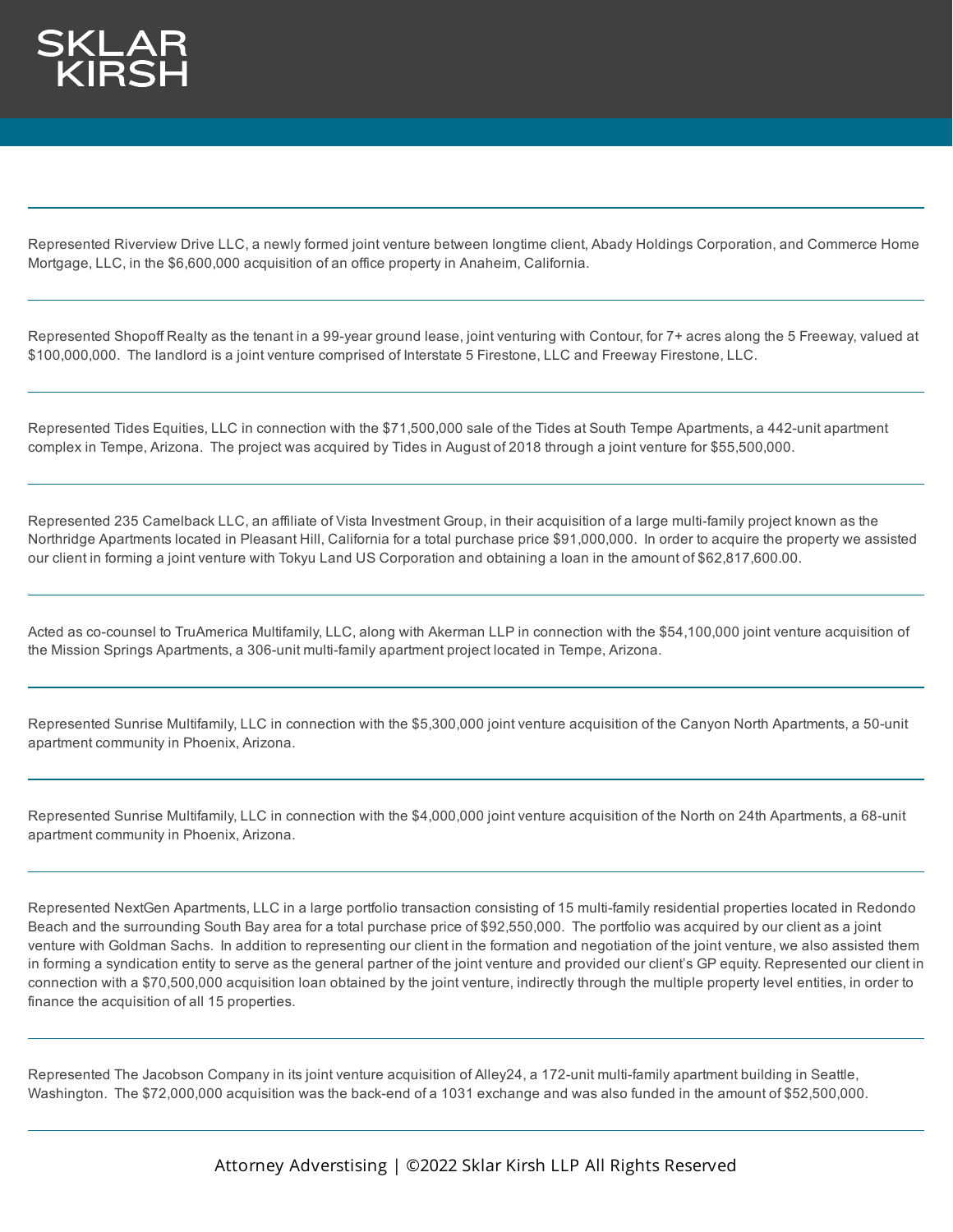Represented Riverview Drive LLC, a newly formed joint venture between longtime client, Abady Holdings Corporation, and Commerce Home Mortgage, LLC, in the $6,600,000 acquisition of an office property in Anaheim, California.

---

Represented Shopoff Realty as the tenant in a 99-year ground lease, joint venturing with Contour, for 7+ acres along the 5 Freeway, valued at $100,000,000. The landlord is a joint venture comprised of Interstate 5 Firestone, LLC and Freeway Firestone, LLC.

---

Represented Tides Equities, LLC in connection with the $71,500,000 sale of the Tides at South Tempe Apartments, a 442-unit apartment complex in Tempe, Arizona. The project was acquired by Tides in August of 2018 through a joint venture for $55,500,000.

---

Represented 235 Camelback LLC, an affiliate of Vista Investment Group, in their acquisition of a large multi-family project known as the Northridge Apartments located in Pleasant Hill, California for a total purchase price $91,000,000. In order to acquire the property we assisted our client in forming a joint venture with Tokyu Land US Corporation and obtaining a loan in the amount of $62,817,600.00.

---

Acted as co-counsel to TruAmerica Multifamily, LLC, along with Akerman LLP in connection with the $54,100,000 joint venture acquisition of the Mission Springs Apartments, a 306-unit multi-family apartment project located in Tempe, Arizona.

---

Represented Sunrise Multifamily, LLC in connection with the $5,300,000 joint venture acquisition of the Canyon North Apartments, a 50-unit apartment community in Phoenix, Arizona.

---

Represented Sunrise Multifamily, LLC in connection with the $4,000,000 joint venture acquisition of the North on 24th Apartments, a 68-unit apartment community in Phoenix, Arizona.

---

Represented NextGen Apartments, LLC in a large portfolio transaction consisting of 15 multi-family residential properties located in Redondo Beach and the surrounding South Bay area for a total purchase price of $92,550,000. The portfolio was acquired by our client as a joint venture with Goldman Sachs. In addition to representing our client in the formation and negotiation of the joint venture, we also assisted them in forming a syndication entity to serve as the general partner of the joint venture and provided our client's GP equity. Represented our client in connection with a $70,500,000 acquisition loan obtained by the joint venture, indirectly through the multiple property level entities, in order to finance the acquisition of all 15 properties.

---

Represented The Jacobson Company in its joint venture acquisition of Alley24, a 172-unit multi-family apartment building in Seattle, Washington. The $72,000,000 acquisition was the back-end of a 1031 exchange and was also funded in the amount of $52,500,000.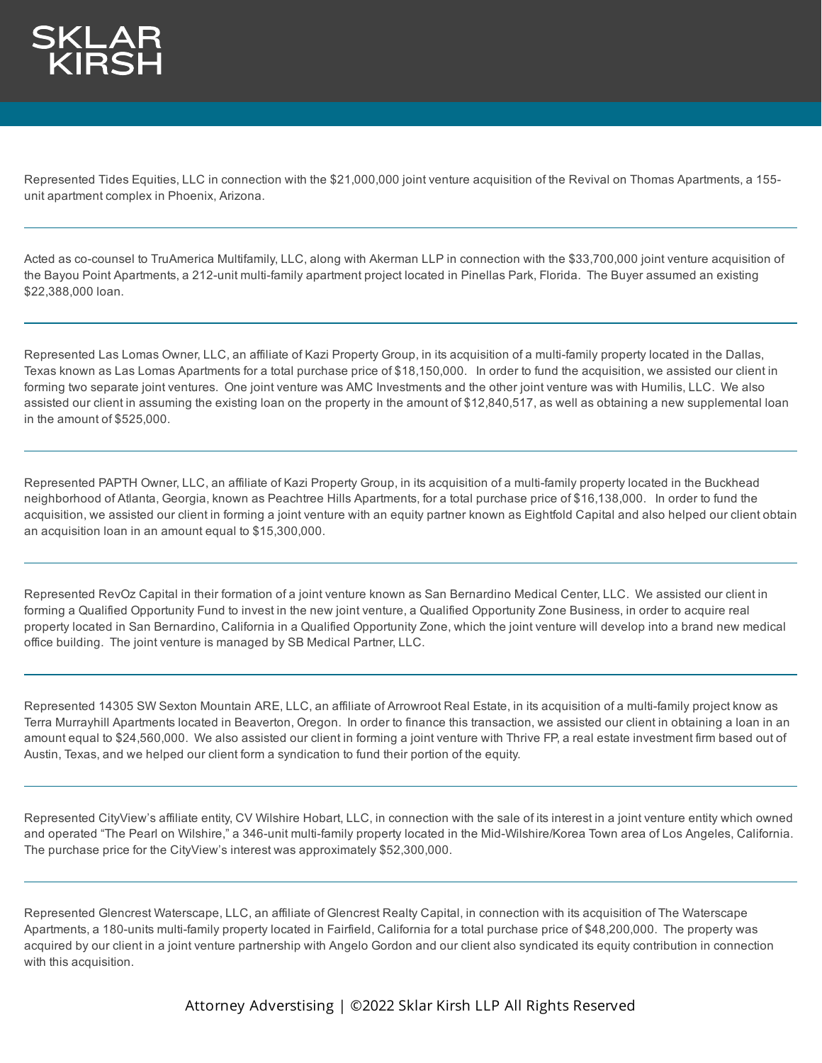Represented Tides Equities, LLC in connection with the $21,000,000 joint venture acquisition of the Revival on Thomas Apartments, a 155-unit apartment complex in Phoenix, Arizona.

---

Acted as co-counsel to TruAmerica Multifamily, LLC, along with Akerman LLP in connection with the $33,700,000 joint venture acquisition of the Bayou Point Apartments, a 212-unit multi-family apartment project located in Pinellas Park, Florida. The Buyer assumed an existing $22,388,000 loan.

---

Represented Las Lomas Owner, LLC, an affiliate of Kazi Property Group, in its acquisition of a multi-family property located in the Dallas, Texas known as Las Lomas Apartments for a total purchase price of $18,150,000. In order to fund the acquisition, we assisted our client in forming two separate joint ventures. One joint venture was AMC Investments and the other joint venture was with Humilis, LLC. We also assisted our client in assuming the existing loan on the property in the amount of $12,840,517, as well as obtaining a new supplemental loan in the amount of $525,000.

---

Represented PAPTH Owner, LLC, an affiliate of Kazi Property Group, in its acquisition of a multi-family property located in the Buckhead neighborhood of Atlanta, Georgia, known as Peachtree Hills Apartments, for a total purchase price of $16,138,000. In order to fund the acquisition, we assisted our client in forming a joint venture with an equity partner known as Eightfold Capital and also helped our client obtain an acquisition loan in an amount equal to $15,300,000.

---

Represented RevOz Capital in their formation of a joint venture known as San Bernardino Medical Center, LLC. We assisted our client in forming a Qualified Opportunity Fund to invest in the new joint venture, a Qualified Opportunity Zone Business, in order to acquire real property located in San Bernardino, California in a Qualified Opportunity Zone, which the joint venture will develop into a brand new medical office building. The joint venture is managed by SB Medical Partner, LLC.

---

Represented 14305 SW Sexton Mountain ARE, LLC, an affiliate of Arrowroot Real Estate, in its acquisition of a multi-family project know as Terra Murrayhill Apartments located in Beaverton, Oregon. In order to finance this transaction, we assisted our client in obtaining a loan in an amount equal to $24,560,000. We also assisted our client in forming a joint venture with Thrive FP, a real estate investment firm based out of Austin, Texas, and we helped our client form a syndication to fund their portion of the equity.

---

Represented CityView's affiliate entity, CV Wilshire Hobart, LLC, in connection with the sale of its interest in a joint venture entity which owned and operated "The Pearl on Wilshire," a 346-unit multi-family property located in the Mid-Wilshire/Korea Town area of Los Angeles, California. The purchase price for the CityView's interest was approximately $52,300,000.

---

Represented Glencrest Waterscape, LLC, an affiliate of Glencrest Realty Capital, in connection with its acquisition of The Waterscape Apartments, a 180-units multi-family property located in Fairfield, California for a total purchase price of $48,200,000. The property was acquired by our client in a joint venture partnership with Angelo Gordon and our client also syndicated its equity contribution in connection with this acquisition.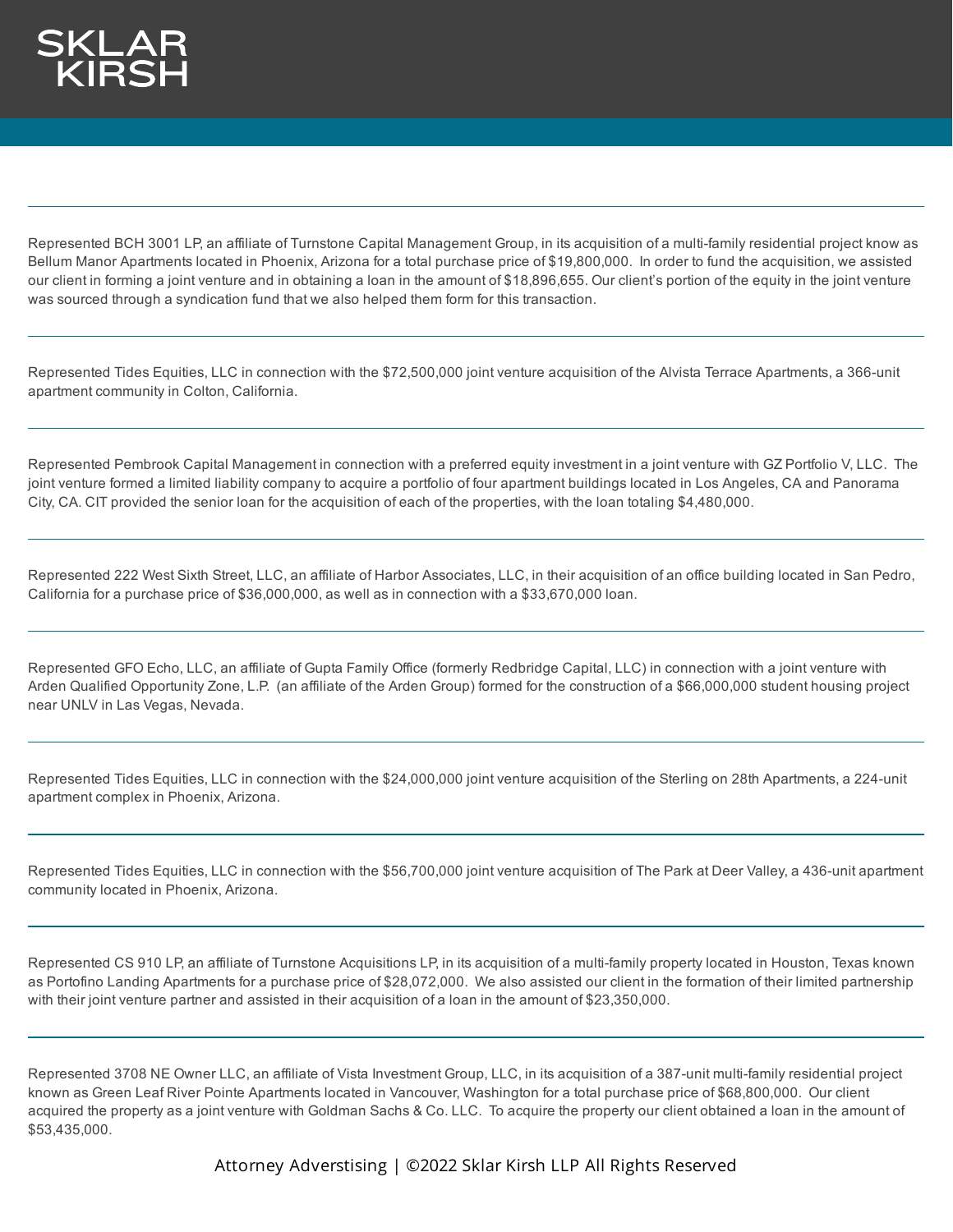Represented BCH 3001 LP, an affiliate of Turnstone Capital Management Group, in its acquisition of a multi-family residential project know as Bellum Manor Apartments located in Phoenix, Arizona for a total purchase price of $19,800,000. In order to fund the acquisition, we assisted our client in forming a joint venture and in obtaining a loan in the amount of $18,896,655. Our client's portion of the equity in the joint venture was sourced through a syndication fund that we also helped them form for this transaction.

---

Represented Tides Equities, LLC in connection with the $72,500,000 joint venture acquisition of the Alvista Terrace Apartments, a 366-unit apartment community in Colton, California.

---

Represented Pembrook Capital Management in connection with a preferred equity investment in a joint venture with GZ Portfolio V, LLC. The joint venture formed a limited liability company to acquire a portfolio of four apartment buildings located in Los Angeles, CA and Panorama City, CA. CIT provided the senior loan for the acquisition of each of the properties, with the loan totaling $4,480,000.

---

Represented 222 West Sixth Street, LLC, an affiliate of Harbor Associates, LLC, in their acquisition of an office building located in San Pedro, California for a purchase price of $36,000,000, as well as in connection with a $33,670,000 loan.

---

Represented GFO Echo, LLC, an affiliate of Gupta Family Office (formerly Redbridge Capital, LLC) in connection with a joint venture with Arden Qualified Opportunity Zone, L.P. (an affiliate of the Arden Group) formed for the construction of a $66,000,000 student housing project near UNLV in Las Vegas, Nevada.

---

Represented Tides Equities, LLC in connection with the $24,000,000 joint venture acquisition of the Sterling on 28th Apartments, a 224-unit apartment complex in Phoenix, Arizona.

---

Represented Tides Equities, LLC in connection with the $56,700,000 joint venture acquisition of The Park at Deer Valley, a 436-unit apartment community located in Phoenix, Arizona.

---

Represented CS 910 LP, an affiliate of Turnstone Acquisitions LP, in its acquisition of a multi-family property located in Houston, Texas known as Portofino Landing Apartments for a purchase price of $28,072,000. We also assisted our client in the formation of their limited partnership with their joint venture partner and assisted in their acquisition of a loan in the amount of $23,350,000.

---

Represented 3708 NE Owner LLC, an affiliate of Vista Investment Group, LLC, in its acquisition of a 387-unit multi-family residential project known as Green Leaf River Pointe Apartments located in Vancouver, Washington for a total purchase price of $68,800,000. Our client acquired the property as a joint venture with Goldman Sachs & Co. LLC. To acquire the property our client obtained a loan in the amount of $53,435,000.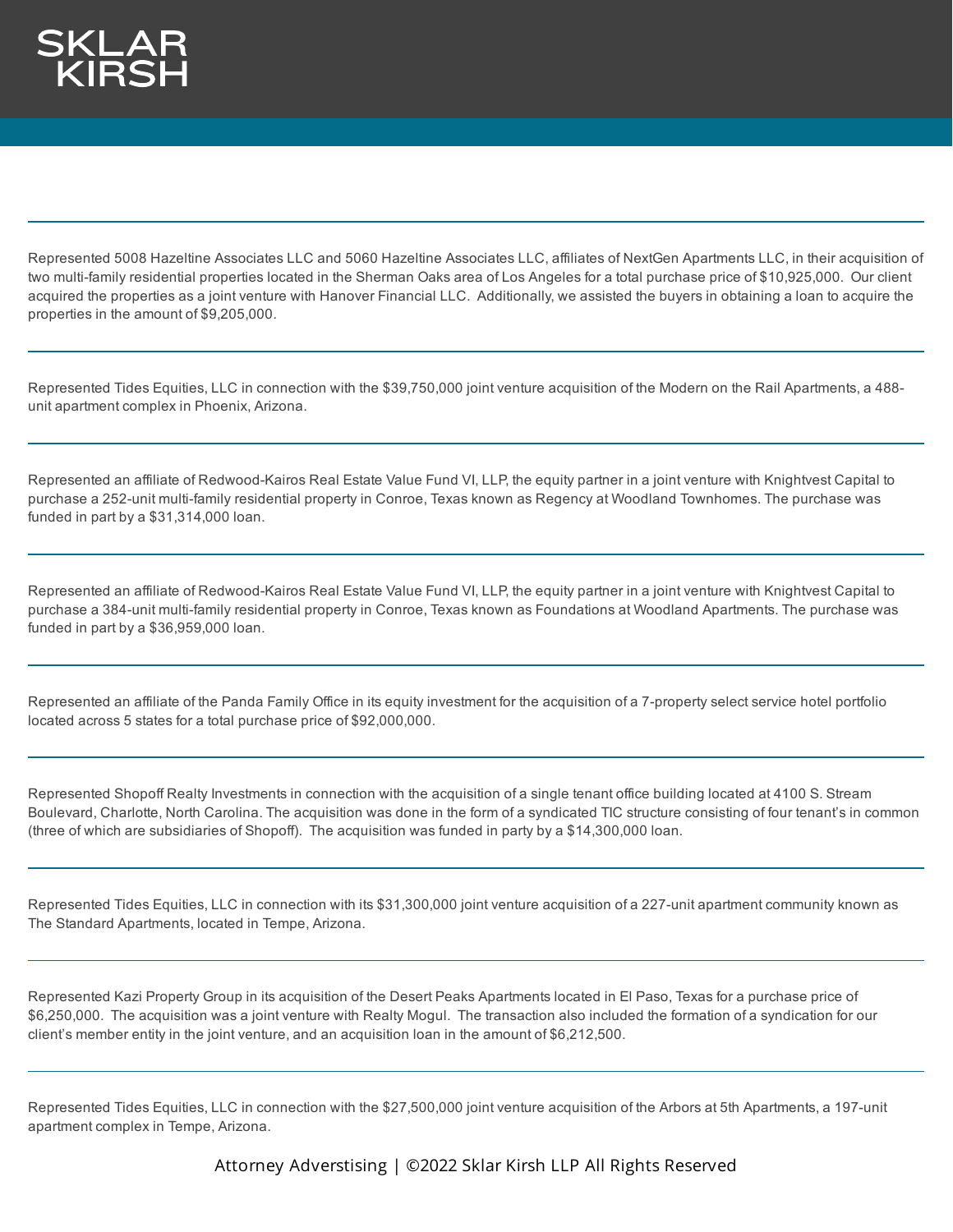Represented 5008 Hazeltine Associates LLC and 5060 Hazeltine Associates LLC, affiliates of NextGen Apartments LLC, in their acquisition of two multi-family residential properties located in the Sherman Oaks area of Los Angeles for a total purchase price of $10,925,000. Our client acquired the properties as a joint venture with Hanover Financial LLC. Additionally, we assisted the buyers in obtaining a loan to acquire the properties in the amount of $9,205,000.

---

Represented Tides Equities, LLC in connection with the $39,750,000 joint venture acquisition of the Modern on the Rail Apartments, a 488-unit apartment complex in Phoenix, Arizona.

---

Represented an affiliate of Redwood-Kairos Real Estate Value Fund VI, LLP, the equity partner in a joint venture with Knightvest Capital to purchase a 252-unit multi-family residential property in Conroe, Texas known as Regency at Woodland Townhomes. The purchase was funded in part by a $31,314,000 loan.

---

Represented an affiliate of Redwood-Kairos Real Estate Value Fund VI, LLP, the equity partner in a joint venture with Knightvest Capital to purchase a 384-unit multi-family residential property in Conroe, Texas known as Foundations at Woodland Apartments. The purchase was funded in part by a $36,959,000 loan.

---

Represented an affiliate of the Panda Family Office in its equity investment for the acquisition of a 7-property select service hotel portfolio located across 5 states for a total purchase price of $92,000,000.

---

Represented Shopoff Realty Investments in connection with the acquisition of a single tenant office building located at 4100 S. Stream Boulevard, Charlotte, North Carolina. The acquisition was done in the form of a syndicated TIC structure consisting of four tenant's in common (three of which are subsidiaries of Shopoff). The acquisition was funded in party by a $14,300,000 loan.

---

Represented Tides Equities, LLC in connection with its $31,300,000 joint venture acquisition of a 227-unit apartment community known as The Standard Apartments, located in Tempe, Arizona.

---

Represented Kazi Property Group in its acquisition of the Desert Peaks Apartments located in El Paso, Texas for a purchase price of $6,250,000. The acquisition was a joint venture with Realty Mogul. The transaction also included the formation of a syndication for our client's member entity in the joint venture, and an acquisition loan in the amount of $6,212,500.

---

Represented Tides Equities, LLC in connection with the $27,500,000 joint venture acquisition of the Arbors at 5th Apartments, a 197-unit apartment complex in Tempe, Arizona.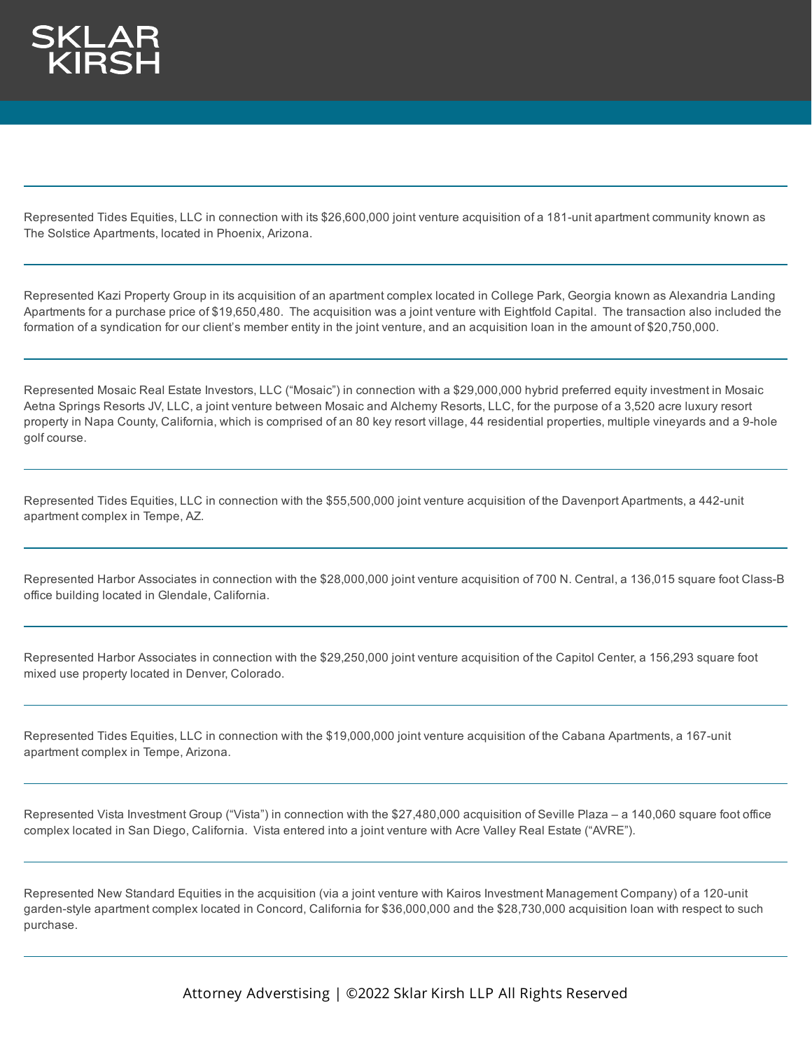Represented Tides Equities, LLC in connection with its $26,600,000 joint venture acquisition of a 181-unit apartment community known as The Solstice Apartments, located in Phoenix, Arizona.

---

Represented Kazi Property Group in its acquisition of an apartment complex located in College Park, Georgia known as Alexandria Landing Apartments for a purchase price of $19,650,480. The acquisition was a joint venture with Eightfold Capital. The transaction also included the formation of a syndication for our client's member entity in the joint venture, and an acquisition loan in the amount of $20,750,000.

---

Represented Mosaic Real Estate Investors, LLC ("Mosaic") in connection with a $29,000,000 hybrid preferred equity investment in Mosaic Aetna Springs Resorts JV, LLC, a joint venture between Mosaic and Alchemy Resorts, LLC, for the purpose of a 3,520 acre luxury resort property in Napa County, California, which is comprised of an 80 key resort village, 44 residential properties, multiple vineyards and a 9-hole golf course.

---

Represented Tides Equities, LLC in connection with the $55,500,000 joint venture acquisition of the Davenport Apartments, a 442-unit apartment complex in Tempe, AZ.

---

Represented Harbor Associates in connection with the $28,000,000 joint venture acquisition of 700 N. Central, a 136,015 square foot Class-B office building located in Glendale, California.

---

Represented Harbor Associates in connection with the $29,250,000 joint venture acquisition of the Capitol Center, a 156,293 square foot mixed use property located in Denver, Colorado.

---

Represented Tides Equities, LLC in connection with the $19,000,000 joint venture acquisition of the Cabana Apartments, a 167-unit apartment complex in Tempe, Arizona.

---

Represented Vista Investment Group ("Vista") in connection with the $27,480,000 acquisition of Seville Plaza – a 140,060 square foot office complex located in San Diego, California. Vista entered into a joint venture with Acre Valley Real Estate ("AVRE").

---

Represented New Standard Equities in the acquisition (via a joint venture with Kairos Investment Management Company) of a 120-unit garden-style apartment complex located in Concord, California for $36,000,000 and the $28,730,000 acquisition loan with respect to such purchase.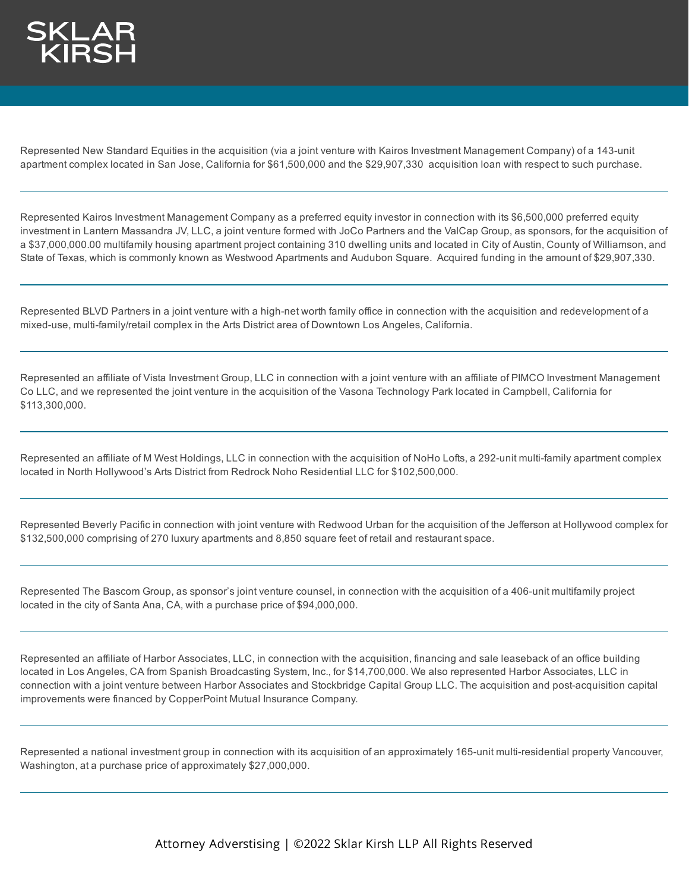Represented New Standard Equities in the acquisition (via a joint venture with Kairos Investment Management Company) of a 143-unit apartment complex located in San Jose, California for $61,500,000 and the $29,907,330 acquisition loan with respect to such purchase.

---

Represented Kairos Investment Management Company as a preferred equity investor in connection with its $6,500,000 preferred equity investment in Lantern Massandra JV, LLC, a joint venture formed with JoCo Partners and the ValCap Group, as sponsors, for the acquisition of a $37,000,000.00 multifamily housing apartment project containing 310 dwelling units and located in City of Austin, County of Williamson, and State of Texas, which is commonly known as Westwood Apartments and Audubon Square. Acquired funding in the amount of $29,907,330.

---

Represented BLVD Partners in a joint venture with a high-net worth family office in connection with the acquisition and redevelopment of a mixed-use, multi-family/retail complex in the Arts District area of Downtown Los Angeles, California.

---

Represented an affiliate of Vista Investment Group, LLC in connection with a joint venture with an affiliate of PIMCO Investment Management Co LLC, and we represented the joint venture in the acquisition of the Vasona Technology Park located in Campbell, California for $113,300,000.

---

Represented an affiliate of M West Holdings, LLC in connection with the acquisition of NoHo Lofts, a 292-unit multi-family apartment complex located in North Hollywood's Arts District from Redrock Noho Residential LLC for $102,500,000.

---

Represented Beverly Pacific in connection with joint venture with Redwood Urban for the acquisition of the Jefferson at Hollywood complex for $132,500,000 comprising of 270 luxury apartments and 8,850 square feet of retail and restaurant space.

---

Represented The Bascom Group, as sponsor's joint venture counsel, in connection with the acquisition of a 406-unit multifamily project located in the city of Santa Ana, CA, with a purchase price of $94,000,000.

---

Represented an affiliate of Harbor Associates, LLC, in connection with the acquisition, financing and sale leaseback of an office building located in Los Angeles, CA from Spanish Broadcasting System, Inc., for $14,700,000. We also represented Harbor Associates, LLC in connection with a joint venture between Harbor Associates and Stockbridge Capital Group LLC. The acquisition and post-acquisition capital improvements were financed by CopperPoint Mutual Insurance Company.

---

Represented a national investment group in connection with its acquisition of an approximately 165-unit multi-residential property Vancouver, Washington, at a purchase price of approximately $27,000,000.

---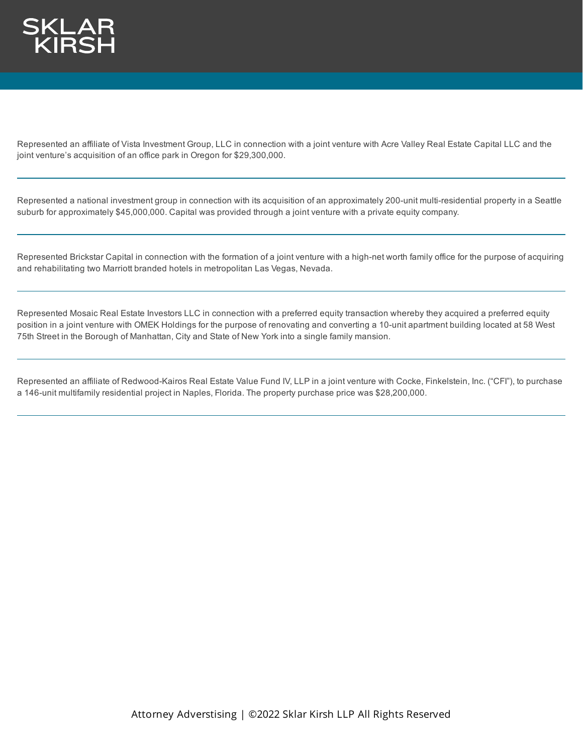Represented an affiliate of Vista Investment Group, LLC in connection with a joint venture with Acre Valley Real Estate Capital LLC and the joint venture's acquisition of an office park in Oregon for $29,300,000.

---

Represented a national investment group in connection with its acquisition of an approximately 200-unit multi-residential property in a Seattle suburb for approximately $45,000,000. Capital was provided through a joint venture with a private equity company.

---

Represented Brickstar Capital in connection with the formation of a joint venture with a high-net worth family office for the purpose of acquiring and rehabilitating two Marriott branded hotels in metropolitan Las Vegas, Nevada.

---

Represented Mosaic Real Estate Investors LLC in connection with a preferred equity transaction whereby they acquired a preferred equity position in a joint venture with OMEK Holdings for the purpose of renovating and converting a 10-unit apartment building located at 58 West 75th Street in the Borough of Manhattan, City and State of New York into a single family mansion.

---

Represented an affiliate of Redwood-Kairos Real Estate Value Fund IV, LLP in a joint venture with Cocke, Finkelstein, Inc. ("CFI"), to purchase a 146-unit multifamily residential project in Naples, Florida. The property purchase price was $28,200,000.

---